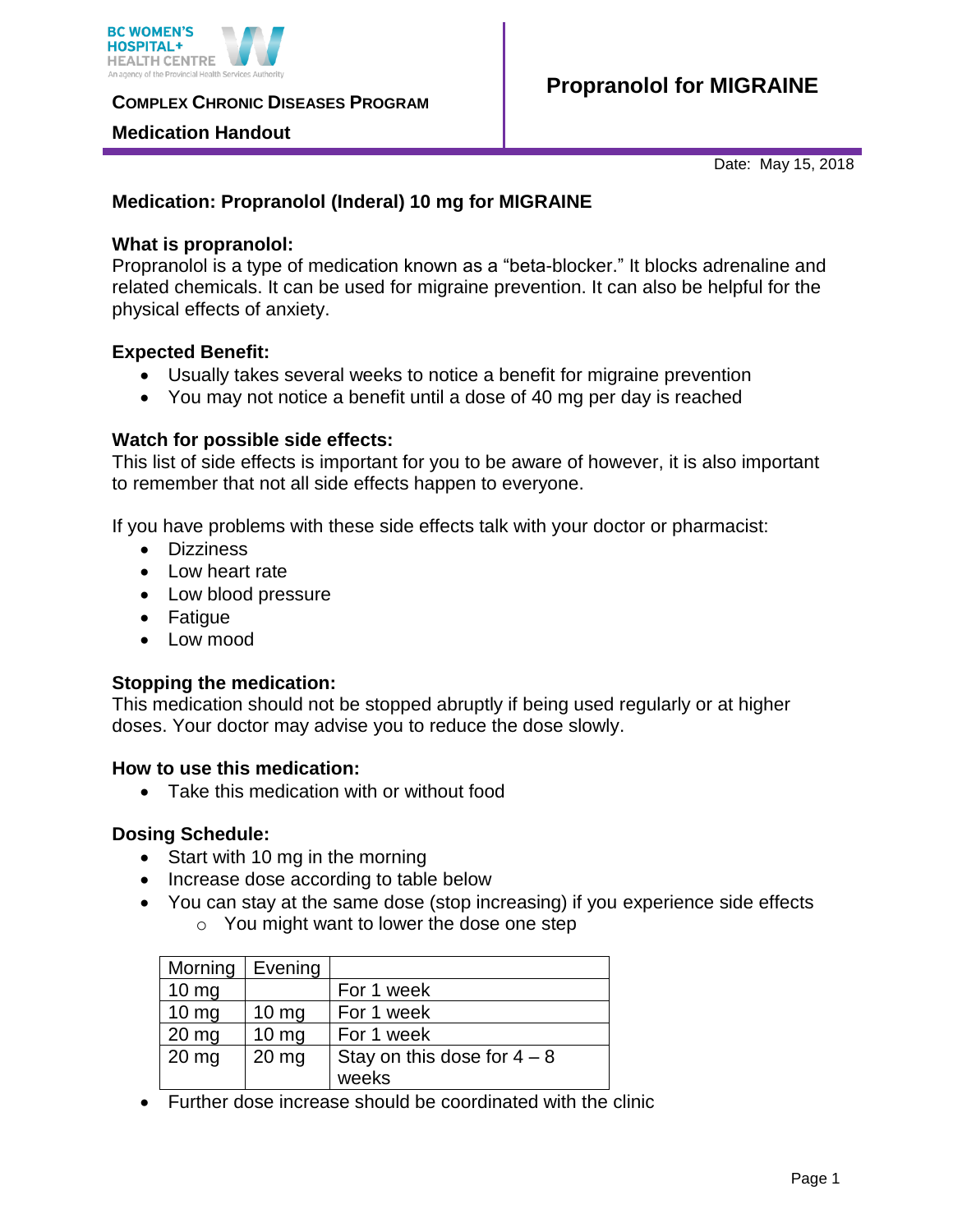BC WOMEN'S HOSPITAL+ HEALTH CENTRE
An agency of the Provincial Health Services Authority

**COMPLEX CHRONIC DISEASES PROGRAM**

**Medication Handout**

# Propranolol for MIGRAINE

Date: May 15, 2018

## Medication: Propranolol (Inderal) 10 mg for MIGRAINE

### What is propranolol:

Propranolol is a type of medication known as a "beta-blocker." It blocks adrenaline and related chemicals. It can be used for migraine prevention. It can also be helpful for the physical effects of anxiety.

### Expected Benefit:

- Usually takes several weeks to notice a benefit for migraine prevention
- You may not notice a benefit until a dose of 40 mg per day is reached

### Watch for possible side effects:

This list of side effects is important for you to be aware of however, it is also important to remember that not all side effects happen to everyone.

If you have problems with these side effects talk with your doctor or pharmacist:

- Dizziness
- Low heart rate
- Low blood pressure
- Fatigue
- Low mood

### Stopping the medication:

This medication should not be stopped abruptly if being used regularly or at higher doses. Your doctor may advise you to reduce the dose slowly.

### How to use this medication:

- Take this medication with or without food

### Dosing Schedule:

- Start with 10 mg in the morning
- Increase dose according to table below
- You can stay at the same dose (stop increasing) if you experience side effects
  - You might want to lower the dose one step

| Morning | Evening | |
|---|---|---|
| 10 mg | | For 1 week |
| 10 mg | 10 mg | For 1 week |
| 20 mg | 10 mg | For 1 week |
| 20 mg | 20 mg | Stay on this dose for 4 – 8 weeks |

- Further dose increase should be coordinated with the clinic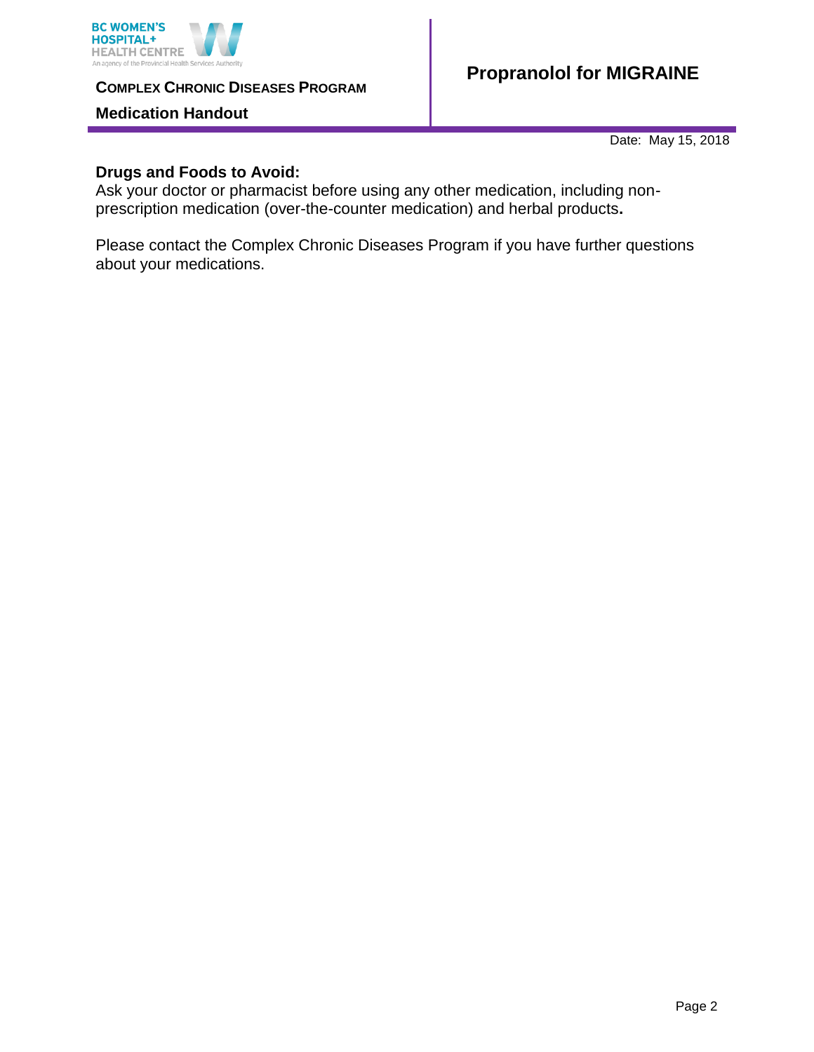## Drugs and Foods to Avoid:

Ask your doctor or pharmacist before using any other medication, including non-prescription medication (over-the-counter medication) and herbal products**.**

Please contact the Complex Chronic Diseases Program if you have further questions about your medications.